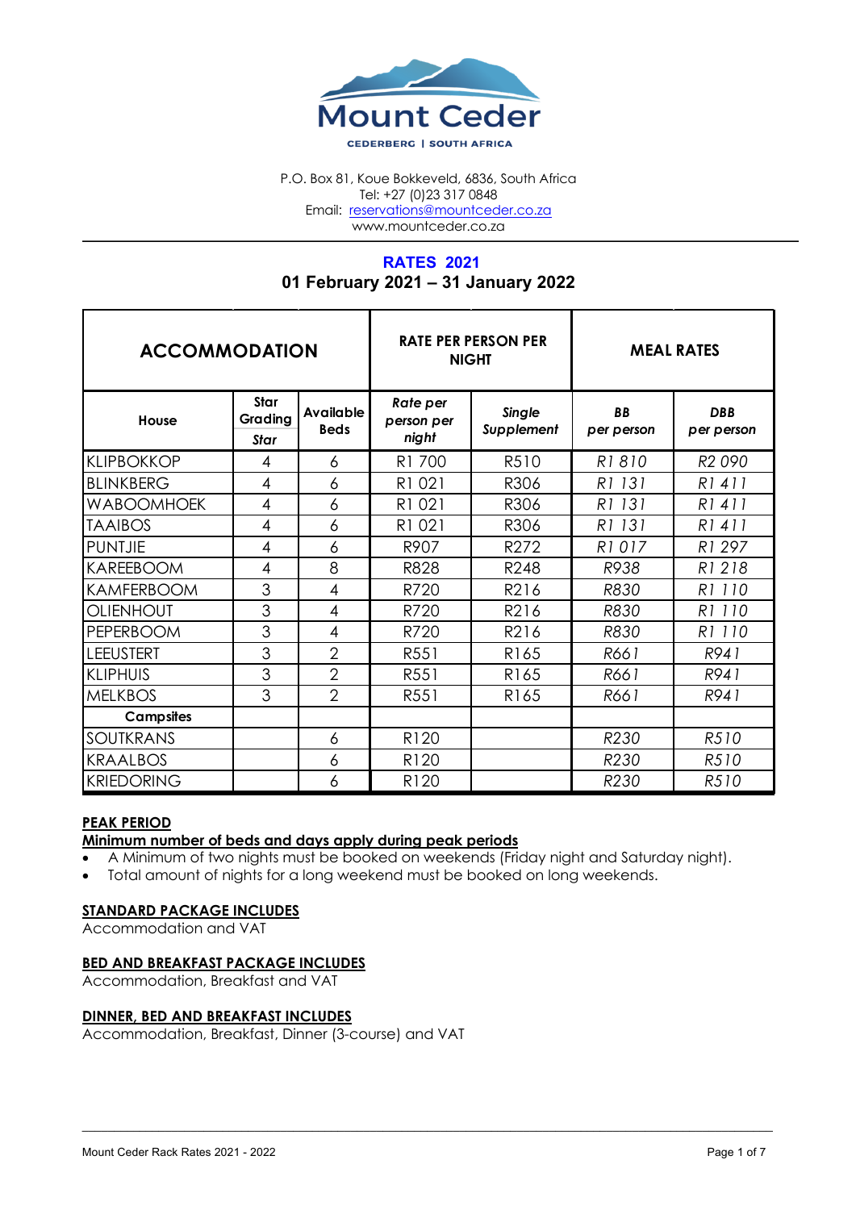# Mount Ceder

CEDERBERG | SOUTH AFRICA

P.O. Box 81, Koue Bokkeveld, 6836, South Africa
Tel: +27 (0)23 317 0848
Email: reservations@mountceder.co.za
www.mountceder.co.za

## RATES 2021

## 01 February 2021 – 31 January 2022

| ACCOMMODATION | | | RATE PER PERSON PER NIGHT | | MEAL RATES | |
|---|---|---|---|---|---|---|
| House | Star Grading *Star* | Available Beds | *Rate per person per night* | *Single Supplement* | *BB per person* | *DBB per person* |
| KLIPBOKKOP | 4 | 6 | R1 700 | R510 | *R1 810* | *R2 090* |
| BLINKBERG | 4 | 6 | R1 021 | R306 | *R1 131* | *R1 411* |
| WABOOMHOEK | 4 | 6 | R1 021 | R306 | *R1 131* | *R1 411* |
| TAAIBOS | 4 | 6 | R1 021 | R306 | *R1 131* | *R1 411* |
| PUNTJIE | 4 | 6 | R907 | R272 | *R1 017* | *R1 297* |
| KAREEBOOM | 4 | 8 | R828 | R248 | *R938* | *R1 218* |
| KAMFERBOOM | 3 | 4 | R720 | R216 | *R830* | *R1 110* |
| OLIENHOUT | 3 | 4 | R720 | R216 | *R830* | *R1 110* |
| PEPERBOOM | 3 | 4 | R720 | R216 | *R830* | *R1 110* |
| LEEUSTERT | 3 | 2 | R551 | R165 | *R661* | *R941* |
| KLIPHUIS | 3 | 2 | R551 | R165 | *R661* | *R941* |
| MELKBOS | 3 | 2 | R551 | R165 | *R661* | *R941* |
| **Campsites** | | | | | | |
| SOUTKRANS | | 6 | R120 | | *R230* | *R510* |
| KRAALBOS | | 6 | R120 | | *R230* | *R510* |
| KRIEDORING | | 6 | R120 | | *R230* | *R510* |

**PEAK PERIOD**

**Minimum number of beds and days apply during peak periods**

- A Minimum of two nights must be booked on weekends (Friday night and Saturday night).
- Total amount of nights for a long weekend must be booked on long weekends.

**STANDARD PACKAGE INCLUDES**

Accommodation and VAT

**BED AND BREAKFAST PACKAGE INCLUDES**

Accommodation, Breakfast and VAT

**DINNER, BED AND BREAKFAST INCLUDES**

Accommodation, Breakfast, Dinner (3-course) and VAT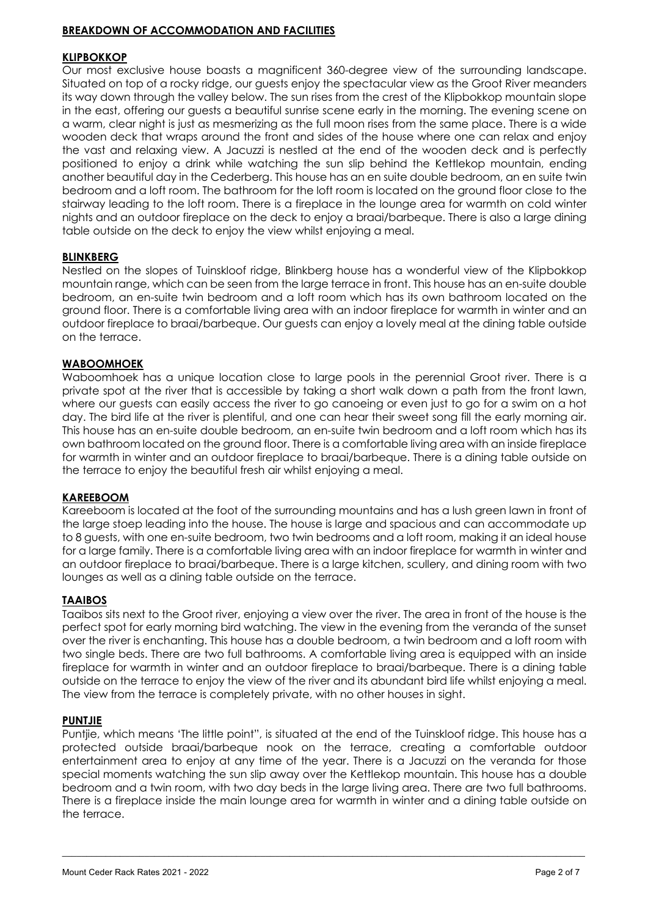## BREAKDOWN OF ACCOMMODATION AND FACILITIES

### KLIPBOKKOP

Our most exclusive house boasts a magnificent 360-degree view of the surrounding landscape. Situated on top of a rocky ridge, our guests enjoy the spectacular view as the Groot River meanders its way down through the valley below. The sun rises from the crest of the Klipbokkop mountain slope in the east, offering our guests a beautiful sunrise scene early in the morning. The evening scene on a warm, clear night is just as mesmerizing as the full moon rises from the same place. There is a wide wooden deck that wraps around the front and sides of the house where one can relax and enjoy the vast and relaxing view. A Jacuzzi is nestled at the end of the wooden deck and is perfectly positioned to enjoy a drink while watching the sun slip behind the Kettlekop mountain, ending another beautiful day in the Cederberg. This house has an en suite double bedroom, an en suite twin bedroom and a loft room. The bathroom for the loft room is located on the ground floor close to the stairway leading to the loft room. There is a fireplace in the lounge area for warmth on cold winter nights and an outdoor fireplace on the deck to enjoy a braai/barbeque. There is also a large dining table outside on the deck to enjoy the view whilst enjoying a meal.

### BLINKBERG

Nestled on the slopes of Tuinskloof ridge, Blinkberg house has a wonderful view of the Klipbokkop mountain range, which can be seen from the large terrace in front. This house has an en-suite double bedroom, an en-suite twin bedroom and a loft room which has its own bathroom located on the ground floor. There is a comfortable living area with an indoor fireplace for warmth in winter and an outdoor fireplace to braai/barbeque. Our guests can enjoy a lovely meal at the dining table outside on the terrace.

### WABOOMHOEK

Waboomhoek has a unique location close to large pools in the perennial Groot river. There is a private spot at the river that is accessible by taking a short walk down a path from the front lawn, where our guests can easily access the river to go canoeing or even just to go for a swim on a hot day. The bird life at the river is plentiful, and one can hear their sweet song fill the early morning air. This house has an en-suite double bedroom, an en-suite twin bedroom and a loft room which has its own bathroom located on the ground floor. There is a comfortable living area with an inside fireplace for warmth in winter and an outdoor fireplace to braai/barbeque. There is a dining table outside on the terrace to enjoy the beautiful fresh air whilst enjoying a meal.

### KAREEBOOM

Kareeboom is located at the foot of the surrounding mountains and has a lush green lawn in front of the large stoep leading into the house. The house is large and spacious and can accommodate up to 8 guests, with one en-suite bedroom, two twin bedrooms and a loft room, making it an ideal house for a large family. There is a comfortable living area with an indoor fireplace for warmth in winter and an outdoor fireplace to braai/barbeque. There is a large kitchen, scullery, and dining room with two lounges as well as a dining table outside on the terrace.

### TAAIBOS

Taaibos sits next to the Groot river, enjoying a view over the river. The area in front of the house is the perfect spot for early morning bird watching. The view in the evening from the veranda of the sunset over the river is enchanting. This house has a double bedroom, a twin bedroom and a loft room with two single beds. There are two full bathrooms. A comfortable living area is equipped with an inside fireplace for warmth in winter and an outdoor fireplace to braai/barbeque. There is a dining table outside on the terrace to enjoy the view of the river and its abundant bird life whilst enjoying a meal. The view from the terrace is completely private, with no other houses in sight.

### PUNTJIE

Puntjie, which means 'The little point", is situated at the end of the Tuinskloof ridge. This house has a protected outside braai/barbeque nook on the terrace, creating a comfortable outdoor entertainment area to enjoy at any time of the year. There is a Jacuzzi on the veranda for those special moments watching the sun slip away over the Kettlekop mountain. This house has a double bedroom and a twin room, with two day beds in the large living area. There are two full bathrooms. There is a fireplace inside the main lounge area for warmth in winter and a dining table outside on the terrace.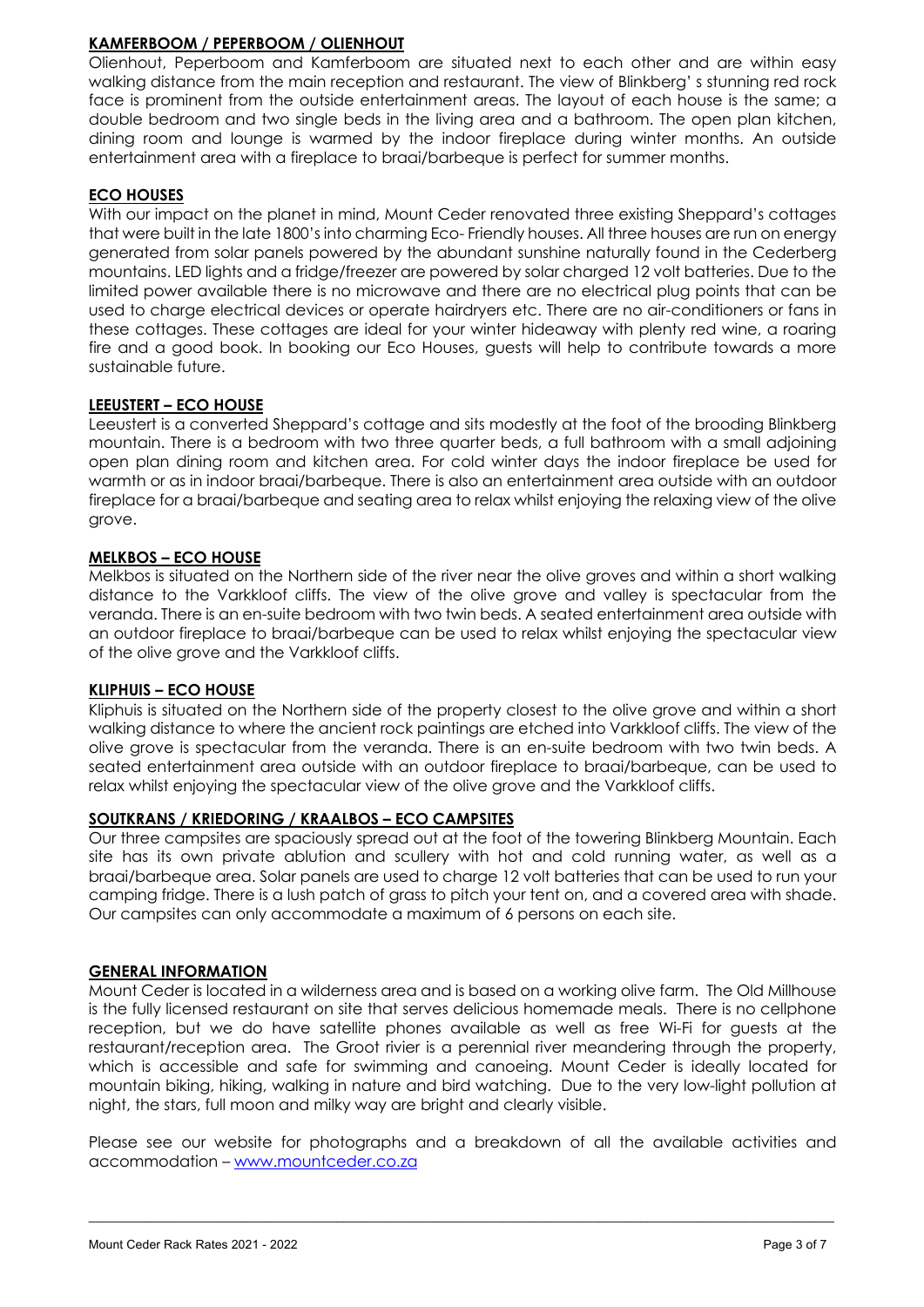## KAMFERBOOM / PEPERBOOM / OLIENHOUT

Olienhout, Peperboom and Kamferboom are situated next to each other and are within easy walking distance from the main reception and restaurant. The view of Blinkberg' s stunning red rock face is prominent from the outside entertainment areas. The layout of each house is the same; a double bedroom and two single beds in the living area and a bathroom. The open plan kitchen, dining room and lounge is warmed by the indoor fireplace during winter months. An outside entertainment area with a fireplace to braai/barbeque is perfect for summer months.

## ECO HOUSES

With our impact on the planet in mind, Mount Ceder renovated three existing Sheppard's cottages that were built in the late 1800's into charming Eco- Friendly houses. All three houses are run on energy generated from solar panels powered by the abundant sunshine naturally found in the Cederberg mountains. LED lights and a fridge/freezer are powered by solar charged 12 volt batteries. Due to the limited power available there is no microwave and there are no electrical plug points that can be used to charge electrical devices or operate hairdryers etc. There are no air-conditioners or fans in these cottages. These cottages are ideal for your winter hideaway with plenty red wine, a roaring fire and a good book. In booking our Eco Houses, guests will help to contribute towards a more sustainable future.

## LEEUSTERT – ECO HOUSE

Leeustert is a converted Sheppard's cottage and sits modestly at the foot of the brooding Blinkberg mountain. There is a bedroom with two three quarter beds, a full bathroom with a small adjoining open plan dining room and kitchen area. For cold winter days the indoor fireplace be used for warmth or as in indoor braai/barbeque. There is also an entertainment area outside with an outdoor fireplace for a braai/barbeque and seating area to relax whilst enjoying the relaxing view of the olive grove.

## MELKBOS – ECO HOUSE

Melkbos is situated on the Northern side of the river near the olive groves and within a short walking distance to the Varkkloof cliffs. The view of the olive grove and valley is spectacular from the veranda. There is an en-suite bedroom with two twin beds. A seated entertainment area outside with an outdoor fireplace to braai/barbeque can be used to relax whilst enjoying the spectacular view of the olive grove and the Varkkloof cliffs.

## KLIPHUIS – ECO HOUSE

Kliphuis is situated on the Northern side of the property closest to the olive grove and within a short walking distance to where the ancient rock paintings are etched into Varkkloof cliffs. The view of the olive grove is spectacular from the veranda. There is an en-suite bedroom with two twin beds. A seated entertainment area outside with an outdoor fireplace to braai/barbeque, can be used to relax whilst enjoying the spectacular view of the olive grove and the Varkkloof cliffs.

## SOUTKRANS / KRIEDORING / KRAALBOS – ECO CAMPSITES

Our three campsites are spaciously spread out at the foot of the towering Blinkberg Mountain. Each site has its own private ablution and scullery with hot and cold running water, as well as a braai/barbeque area. Solar panels are used to charge 12 volt batteries that can be used to run your camping fridge. There is a lush patch of grass to pitch your tent on, and a covered area with shade. Our campsites can only accommodate a maximum of 6 persons on each site.

## GENERAL INFORMATION

Mount Ceder is located in a wilderness area and is based on a working olive farm. The Old Millhouse is the fully licensed restaurant on site that serves delicious homemade meals. There is no cellphone reception, but we do have satellite phones available as well as free Wi-Fi for guests at the restaurant/reception area. The Groot rivier is a perennial river meandering through the property, which is accessible and safe for swimming and canoeing. Mount Ceder is ideally located for mountain biking, hiking, walking in nature and bird watching. Due to the very low-light pollution at night, the stars, full moon and milky way are bright and clearly visible.

Please see our website for photographs and a breakdown of all the available activities and accommodation – [www.mountceder.co.za](http://www.mountceder.co.za)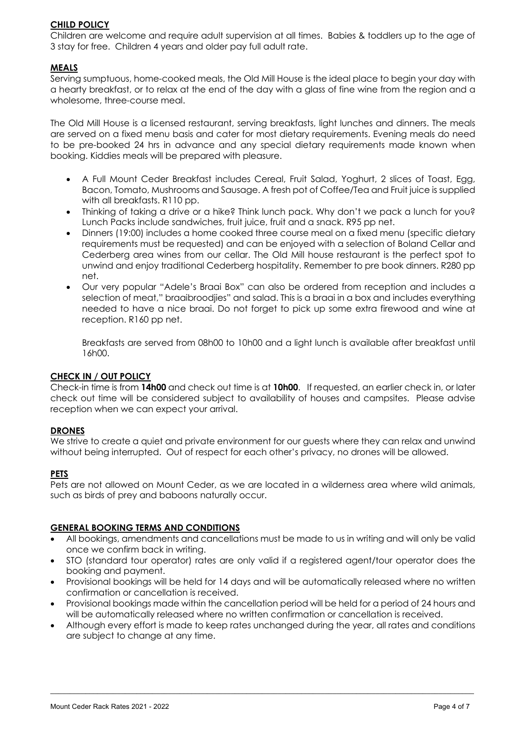## CHILD POLICY

Children are welcome and require adult supervision at all times. Babies & toddlers up to the age of 3 stay for free. Children 4 years and older pay full adult rate.

## MEALS

Serving sumptuous, home-cooked meals, the Old Mill House is the ideal place to begin your day with a hearty breakfast, or to relax at the end of the day with a glass of fine wine from the region and a wholesome, three-course meal.

The Old Mill House is a licensed restaurant, serving breakfasts, light lunches and dinners. The meals are served on a fixed menu basis and cater for most dietary requirements. Evening meals do need to be pre-booked 24 hrs in advance and any special dietary requirements made known when booking. Kiddies meals will be prepared with pleasure.

- A Full Mount Ceder Breakfast includes Cereal, Fruit Salad, Yoghurt, 2 slices of Toast, Egg, Bacon, Tomato, Mushrooms and Sausage. A fresh pot of Coffee/Tea and Fruit juice is supplied with all breakfasts. R110 pp.
- Thinking of taking a drive or a hike? Think lunch pack. Why don't we pack a lunch for you? Lunch Packs include sandwiches, fruit juice, fruit and a snack. R95 pp net.
- Dinners (19:00) includes a home cooked three course meal on a fixed menu (specific dietary requirements must be requested) and can be enjoyed with a selection of Boland Cellar and Cederberg area wines from our cellar. The Old Mill house restaurant is the perfect spot to unwind and enjoy traditional Cederberg hospitality. Remember to pre book dinners. R280 pp net.
- Our very popular "Adele's Braai Box" can also be ordered from reception and includes a selection of meat," braaibroodjies" and salad. This is a braai in a box and includes everything needed to have a nice braai. Do not forget to pick up some extra firewood and wine at reception. R160 pp net.

  Breakfasts are served from 08h00 to 10h00 and a light lunch is available after breakfast until 16h00.

## CHECK IN / OUT POLICY

Check-in time is from **14h00** and check out time is at **10h00**. If requested, an earlier check in, or later check out time will be considered subject to availability of houses and campsites. Please advise reception when we can expect your arrival.

## DRONES

We strive to create a quiet and private environment for our guests where they can relax and unwind without being interrupted. Out of respect for each other's privacy, no drones will be allowed.

## PETS

Pets are not allowed on Mount Ceder, as we are located in a wilderness area where wild animals, such as birds of prey and baboons naturally occur.

## GENERAL BOOKING TERMS AND CONDITIONS

- All bookings, amendments and cancellations must be made to us in writing and will only be valid once we confirm back in writing.
- STO (standard tour operator) rates are only valid if a registered agent/tour operator does the booking and payment.
- Provisional bookings will be held for 14 days and will be automatically released where no written confirmation or cancellation is received.
- Provisional bookings made within the cancellation period will be held for a period of 24 hours and will be automatically released where no written confirmation or cancellation is received.
- Although every effort is made to keep rates unchanged during the year, all rates and conditions are subject to change at any time.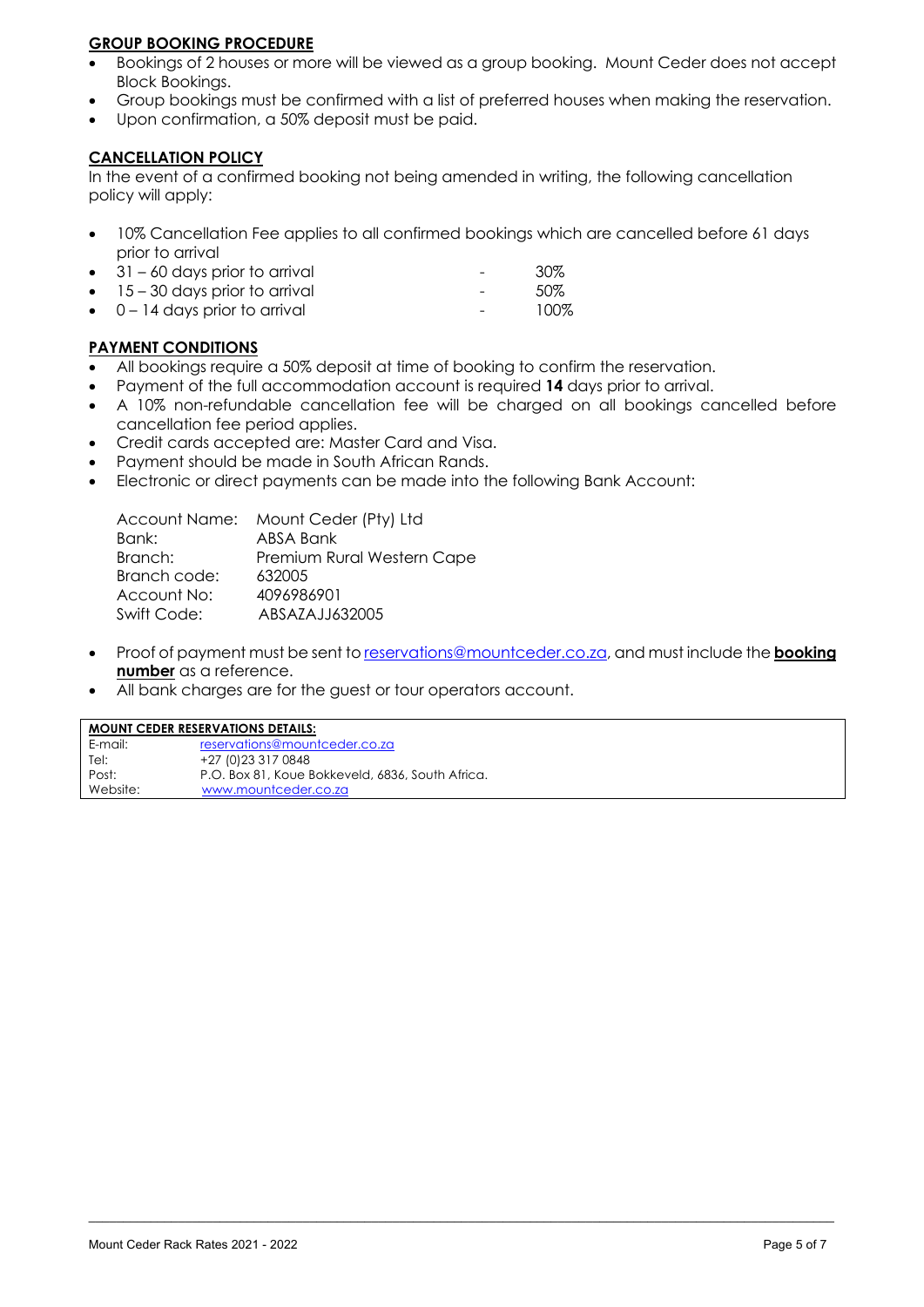## GROUP BOOKING PROCEDURE

- Bookings of 2 houses or more will be viewed as a group booking. Mount Ceder does not accept Block Bookings.
- Group bookings must be confirmed with a list of preferred houses when making the reservation.
- Upon confirmation, a 50% deposit must be paid.

## CANCELLATION POLICY

In the event of a confirmed booking not being amended in writing, the following cancellation policy will apply:

- 10% Cancellation Fee applies to all confirmed bookings which are cancelled before 61 days prior to arrival
- 31 – 60 days prior to arrival - 30%
- 15 – 30 days prior to arrival - 50%
- 0 – 14 days prior to arrival - 100%

## PAYMENT CONDITIONS

- All bookings require a 50% deposit at time of booking to confirm the reservation.
- Payment of the full accommodation account is required **14** days prior to arrival.
- A 10% non-refundable cancellation fee will be charged on all bookings cancelled before cancellation fee period applies.
- Credit cards accepted are: Master Card and Visa.
- Payment should be made in South African Rands.
- Electronic or direct payments can be made into the following Bank Account:

| | |
|---|---|
| Account Name: | Mount Ceder (Pty) Ltd |
| Bank: | ABSA Bank |
| Branch: | Premium Rural Western Cape |
| Branch code: | 632005 |
| Account No: | 4096986901 |
| Swift Code: | ABSAZAJJ632005 |

- Proof of payment must be sent to reservations@mountceder.co.za, and must include the **booking number** as a reference.
- All bank charges are for the guest or tour operators account.

| **MOUNT CEDER RESERVATIONS DETAILS:** | |
|---|---|
| E-mail: | reservations@mountceder.co.za |
| Tel: | +27 (0)23 317 0848 |
| Post: | P.O. Box 81, Koue Bokkeveld, 6836, South Africa. |
| Website: | www.mountceder.co.za |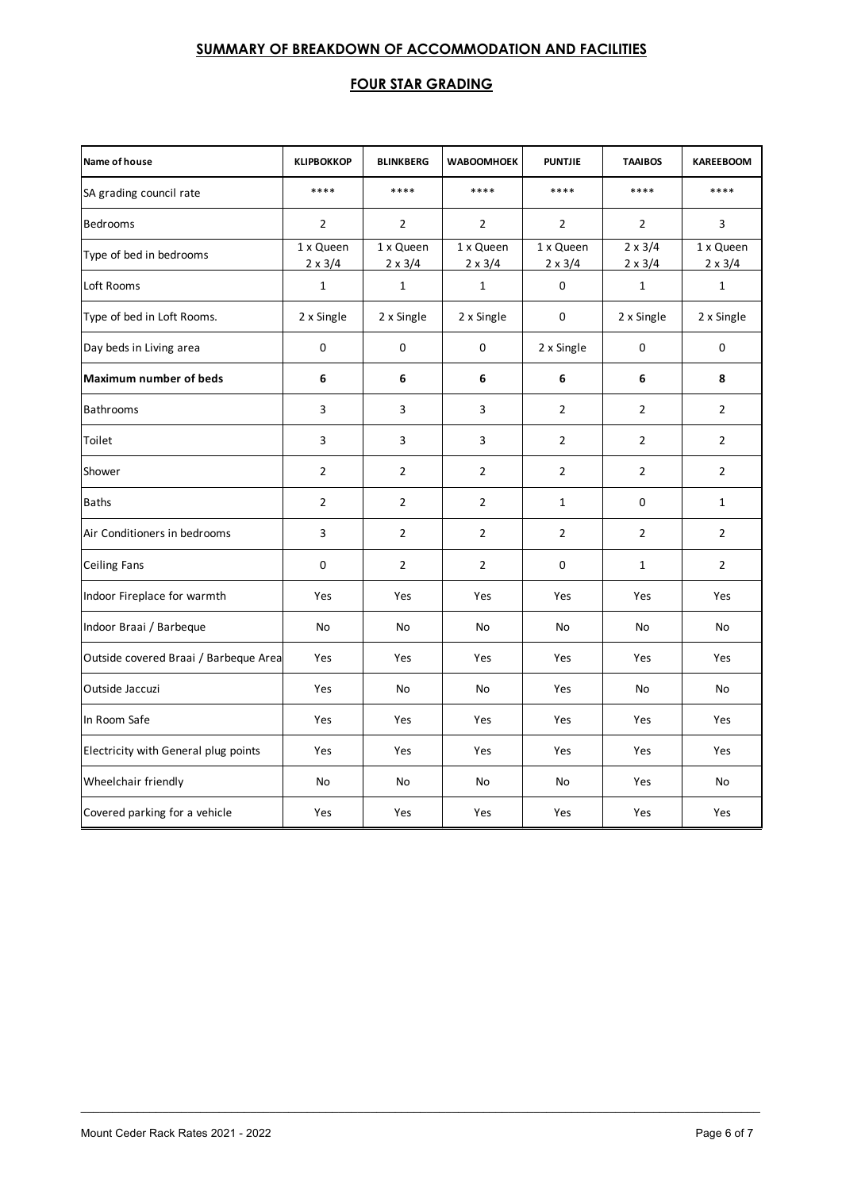## SUMMARY OF BREAKDOWN OF ACCOMMODATION AND FACILITIES

## FOUR STAR GRADING

| Name of house | KLIPBOKKOP | BLINKBERG | WABOOMHOEK | PUNTJIE | TAAIBOS | KAREEBOOM |
|---|---|---|---|---|---|---|
| SA grading council rate | **** | **** | **** | **** | **** | **** |
| Bedrooms | 2 | 2 | 2 | 2 | 2 | 3 |
| Type of bed in bedrooms | 1 x Queen 2 x 3/4 | 1 x Queen 2 x 3/4 | 1 x Queen 2 x 3/4 | 1 x Queen 2 x 3/4 | 2 x 3/4 2 x 3/4 | 1 x Queen 2 x 3/4 |
| Loft Rooms | 1 | 1 | 1 | 0 | 1 | 1 |
| Type of bed in Loft Rooms. | 2 x Single | 2 x Single | 2 x Single | 0 | 2 x Single | 2 x Single |
| Day beds in Living area | 0 | 0 | 0 | 2 x Single | 0 | 0 |
| **Maximum number of beds** | **6** | **6** | **6** | **6** | **6** | **8** |
| Bathrooms | 3 | 3 | 3 | 2 | 2 | 2 |
| Toilet | 3 | 3 | 3 | 2 | 2 | 2 |
| Shower | 2 | 2 | 2 | 2 | 2 | 2 |
| Baths | 2 | 2 | 2 | 1 | 0 | 1 |
| Air Conditioners in bedrooms | 3 | 2 | 2 | 2 | 2 | 2 |
| Ceiling Fans | 0 | 2 | 2 | 0 | 1 | 2 |
| Indoor Fireplace for warmth | Yes | Yes | Yes | Yes | Yes | Yes |
| Indoor Braai / Barbeque | No | No | No | No | No | No |
| Outside covered Braai / Barbeque Area | Yes | Yes | Yes | Yes | Yes | Yes |
| Outside Jaccuzi | Yes | No | No | Yes | No | No |
| In Room Safe | Yes | Yes | Yes | Yes | Yes | Yes |
| Electricity with General plug points | Yes | Yes | Yes | Yes | Yes | Yes |
| Wheelchair friendly | No | No | No | No | Yes | No |
| Covered parking for a vehicle | Yes | Yes | Yes | Yes | Yes | Yes |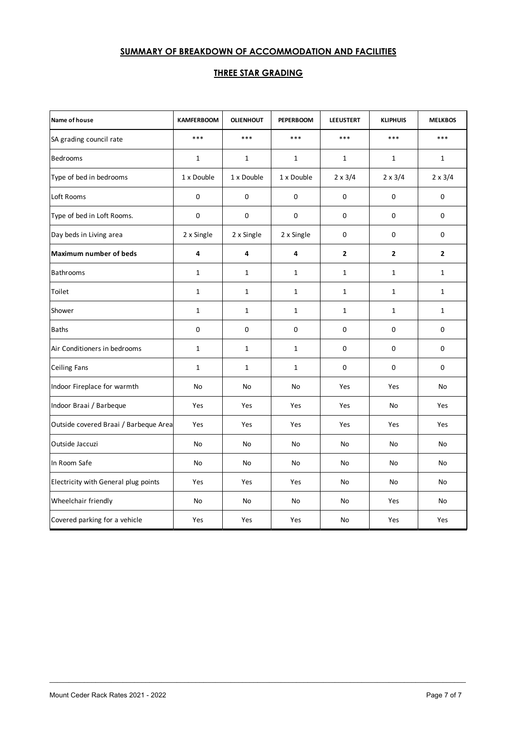## SUMMARY OF BREAKDOWN OF ACCOMMODATION AND FACILITIES

## THREE STAR GRADING

| Name of house | KAMFERBOOM | OLIENHOUT | PEPERBOOM | LEEUSTERT | KLIPHUIS | MELKBOS |
|---|---|---|---|---|---|---|
| SA grading council rate | *** | *** | *** | *** | *** | *** |
| Bedrooms | 1 | 1 | 1 | 1 | 1 | 1 |
| Type of bed in bedrooms | 1 x Double | 1 x Double | 1 x Double | 2 x 3/4 | 2 x 3/4 | 2 x 3/4 |
| Loft Rooms | 0 | 0 | 0 | 0 | 0 | 0 |
| Type of bed in Loft Rooms. | 0 | 0 | 0 | 0 | 0 | 0 |
| Day beds in Living area | 2 x Single | 2 x Single | 2 x Single | 0 | 0 | 0 |
| **Maximum number of beds** | **4** | **4** | **4** | **2** | **2** | **2** |
| Bathrooms | 1 | 1 | 1 | 1 | 1 | 1 |
| Toilet | 1 | 1 | 1 | 1 | 1 | 1 |
| Shower | 1 | 1 | 1 | 1 | 1 | 1 |
| Baths | 0 | 0 | 0 | 0 | 0 | 0 |
| Air Conditioners in bedrooms | 1 | 1 | 1 | 0 | 0 | 0 |
| Ceiling Fans | 1 | 1 | 1 | 0 | 0 | 0 |
| Indoor Fireplace for warmth | No | No | No | Yes | Yes | No |
| Indoor Braai / Barbeque | Yes | Yes | Yes | Yes | No | Yes |
| Outside covered Braai / Barbeque Area | Yes | Yes | Yes | Yes | Yes | Yes |
| Outside Jaccuzi | No | No | No | No | No | No |
| In Room Safe | No | No | No | No | No | No |
| Electricity with General plug points | Yes | Yes | Yes | No | No | No |
| Wheelchair friendly | No | No | No | No | Yes | No |
| Covered parking for a vehicle | Yes | Yes | Yes | No | Yes | Yes |